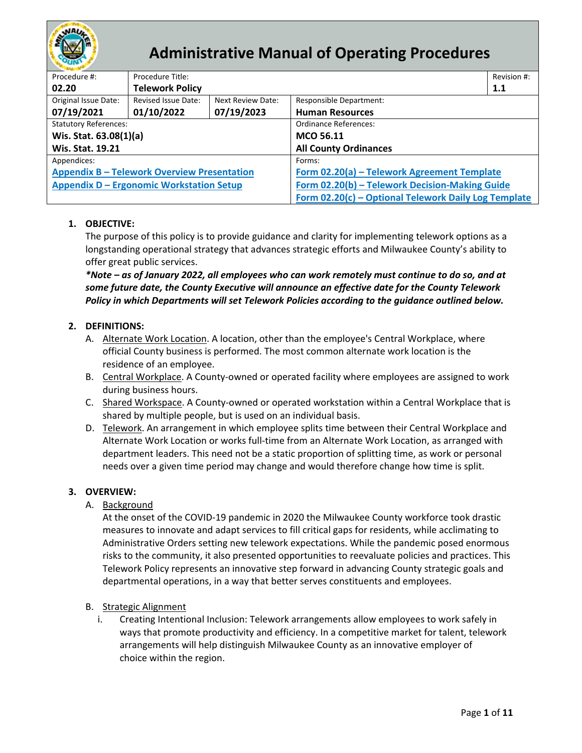# Administrative Manual of Operating Procedures

| Procedure #: | Procedure Title: | | | Revision #: |
|---|---|---|---|---|
| **02.20** | **Telework Policy** | | | **1.1** |
| Original Issue Date: **07/19/2021** | Revised Issue Date: **01/10/2022** | Next Review Date: **07/19/2023** | Responsible Department: **Human Resources** | |
| Statutory References: **Wis. Stat. 63.08(1)(a)** **Wis. Stat. 19.21** | | | Ordinance References: **MCO 56.11** **All County Ordinances** | |
| Appendices: **Appendix B – Telework Overview Presentation** **Appendix D – Ergonomic Workstation Setup** | | | Forms: **Form 02.20(a) – Telework Agreement Template** **Form 02.20(b) – Telework Decision-Making Guide** **Form 02.20(c) – Optional Telework Daily Log Template** | |

1. **OBJECTIVE:**

   The purpose of this policy is to provide guidance and clarity for implementing telework options as a longstanding operational strategy that advances strategic efforts and Milwaukee County's ability to offer great public services.

   ***Note – as of January 2022, all employees who can work remotely must continue to do so, and at some future date, the County Executive will announce an effective date for the County Telework Policy in which Departments will set Telework Policies according to the guidance outlined below.***

2. **DEFINITIONS:**

   A. Alternate Work Location. A location, other than the employee's Central Workplace, where official County business is performed. The most common alternate work location is the residence of an employee.

   B. Central Workplace. A County-owned or operated facility where employees are assigned to work during business hours.

   C. Shared Workspace. A County-owned or operated workstation within a Central Workplace that is shared by multiple people, but is used on an individual basis.

   D. Telework. An arrangement in which employee splits time between their Central Workplace and Alternate Work Location or works full-time from an Alternate Work Location, as arranged with department leaders. This need not be a static proportion of splitting time, as work or personal needs over a given time period may change and would therefore change how time is split.

3. **OVERVIEW:**

   A. Background

   At the onset of the COVID-19 pandemic in 2020 the Milwaukee County workforce took drastic measures to innovate and adapt services to fill critical gaps for residents, while acclimating to Administrative Orders setting new telework expectations. While the pandemic posed enormous risks to the community, it also presented opportunities to reevaluate policies and practices. This Telework Policy represents an innovative step forward in advancing County strategic goals and departmental operations, in a way that better serves constituents and employees.

   B. Strategic Alignment

      i. Creating Intentional Inclusion: Telework arrangements allow employees to work safely in ways that promote productivity and efficiency. In a competitive market for talent, telework arrangements will help distinguish Milwaukee County as an innovative employer of choice within the region.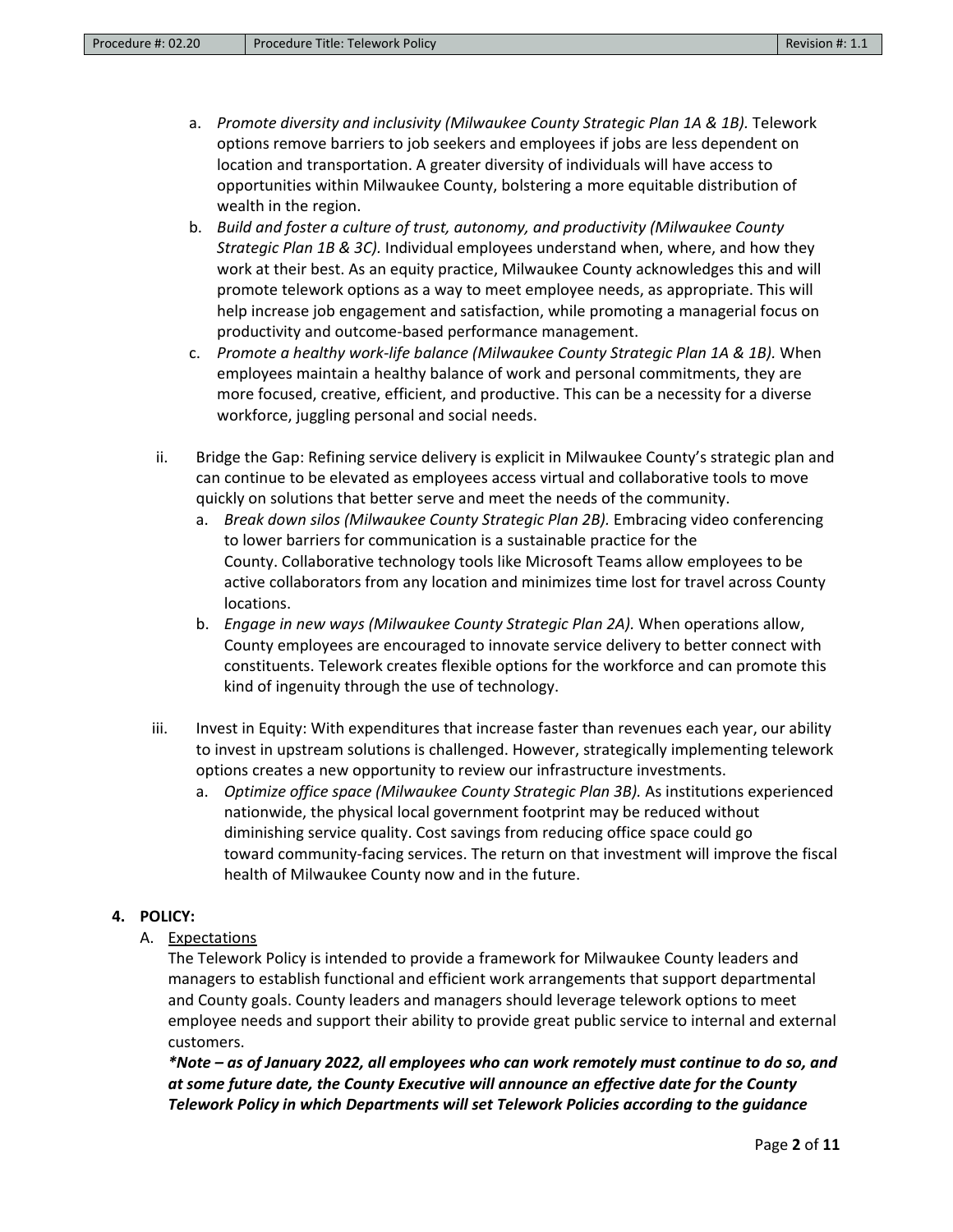a. *Promote diversity and inclusivity (Milwaukee County Strategic Plan 1A & 1B).* Telework options remove barriers to job seekers and employees if jobs are less dependent on location and transportation. A greater diversity of individuals will have access to opportunities within Milwaukee County, bolstering a more equitable distribution of wealth in the region.

b. *Build and foster a culture of trust, autonomy, and productivity (Milwaukee County Strategic Plan 1B & 3C).* Individual employees understand when, where, and how they work at their best. As an equity practice, Milwaukee County acknowledges this and will promote telework options as a way to meet employee needs, as appropriate. This will help increase job engagement and satisfaction, while promoting a managerial focus on productivity and outcome-based performance management.

c. *Promote a healthy work-life balance (Milwaukee County Strategic Plan 1A & 1B).* When employees maintain a healthy balance of work and personal commitments, they are more focused, creative, efficient, and productive. This can be a necessity for a diverse workforce, juggling personal and social needs.

ii. Bridge the Gap: Refining service delivery is explicit in Milwaukee County's strategic plan and can continue to be elevated as employees access virtual and collaborative tools to move quickly on solutions that better serve and meet the needs of the community.

a. *Break down silos (Milwaukee County Strategic Plan 2B).* Embracing video conferencing to lower barriers for communication is a sustainable practice for the County. Collaborative technology tools like Microsoft Teams allow employees to be active collaborators from any location and minimizes time lost for travel across County locations.

b. *Engage in new ways (Milwaukee County Strategic Plan 2A).* When operations allow, County employees are encouraged to innovate service delivery to better connect with constituents. Telework creates flexible options for the workforce and can promote this kind of ingenuity through the use of technology.

iii. Invest in Equity: With expenditures that increase faster than revenues each year, our ability to invest in upstream solutions is challenged. However, strategically implementing telework options creates a new opportunity to review our infrastructure investments.

a. *Optimize office space (Milwaukee County Strategic Plan 3B).* As institutions experienced nationwide, the physical local government footprint may be reduced without diminishing service quality. Cost savings from reducing office space could go toward community-facing services. The return on that investment will improve the fiscal health of Milwaukee County now and in the future.

**4. POLICY:**

A. Expectations

The Telework Policy is intended to provide a framework for Milwaukee County leaders and managers to establish functional and efficient work arrangements that support departmental and County goals. County leaders and managers should leverage telework options to meet employee needs and support their ability to provide great public service to internal and external customers.

***Note – as of January 2022, all employees who can work remotely must continue to do so, and at some future date, the County Executive will announce an effective date for the County Telework Policy in which Departments will set Telework Policies according to the guidance**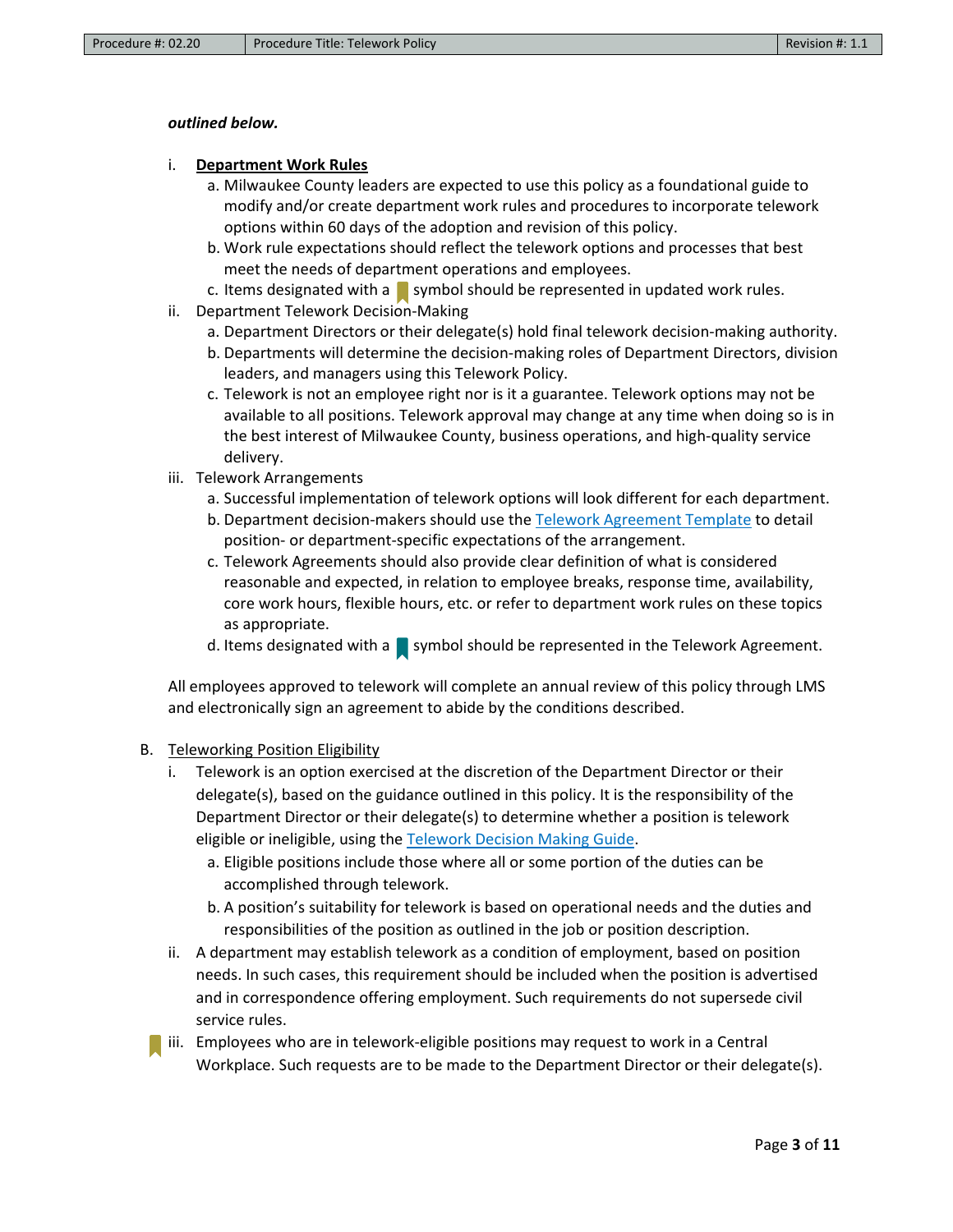***outlined below.***

i. **<u>Department Work Rules</u>**
   a. Milwaukee County leaders are expected to use this policy as a foundational guide to modify and/or create department work rules and procedures to incorporate telework options within 60 days of the adoption and revision of this policy.
   b. Work rule expectations should reflect the telework options and processes that best meet the needs of department operations and employees.
   c. Items designated with a symbol should be represented in updated work rules.

ii. Department Telework Decision-Making
   a. Department Directors or their delegate(s) hold final telework decision-making authority.
   b. Departments will determine the decision-making roles of Department Directors, division leaders, and managers using this Telework Policy.
   c. Telework is not an employee right nor is it a guarantee. Telework options may not be available to all positions. Telework approval may change at any time when doing so is in the best interest of Milwaukee County, business operations, and high-quality service delivery.

iii. Telework Arrangements
   a. Successful implementation of telework options will look different for each department.
   b. Department decision-makers should use the Telework Agreement Template to detail position- or department-specific expectations of the arrangement.
   c. Telework Agreements should also provide clear definition of what is considered reasonable and expected, in relation to employee breaks, response time, availability, core work hours, flexible hours, etc. or refer to department work rules on these topics as appropriate.
   d. Items designated with a symbol should be represented in the Telework Agreement.

All employees approved to telework will complete an annual review of this policy through LMS and electronically sign an agreement to abide by the conditions described.

B. <u>Teleworking Position Eligibility</u>

i. Telework is an option exercised at the discretion of the Department Director or their delegate(s), based on the guidance outlined in this policy. It is the responsibility of the Department Director or their delegate(s) to determine whether a position is telework eligible or ineligible, using the Telework Decision Making Guide.
   a. Eligible positions include those where all or some portion of the duties can be accomplished through telework.
   b. A position's suitability for telework is based on operational needs and the duties and responsibilities of the position as outlined in the job or position description.

ii. A department may establish telework as a condition of employment, based on position needs. In such cases, this requirement should be included when the position is advertised and in correspondence offering employment. Such requirements do not supersede civil service rules.

iii. Employees who are in telework-eligible positions may request to work in a Central Workplace. Such requests are to be made to the Department Director or their delegate(s).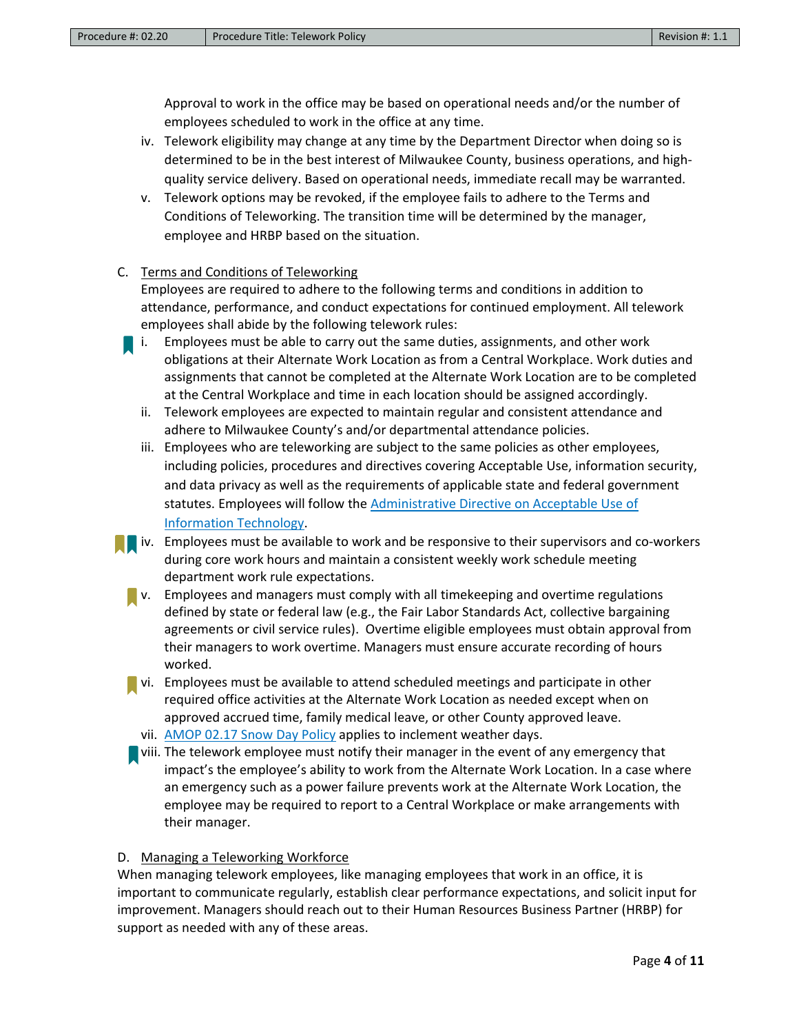Approval to work in the office may be based on operational needs and/or the number of employees scheduled to work in the office at any time.

iv. Telework eligibility may change at any time by the Department Director when doing so is determined to be in the best interest of Milwaukee County, business operations, and high-quality service delivery. Based on operational needs, immediate recall may be warranted.

v. Telework options may be revoked, if the employee fails to adhere to the Terms and Conditions of Teleworking. The transition time will be determined by the manager, employee and HRBP based on the situation.

C. <u>Terms and Conditions of Teleworking</u>

Employees are required to adhere to the following terms and conditions in addition to attendance, performance, and conduct expectations for continued employment. All telework employees shall abide by the following telework rules:

i. Employees must be able to carry out the same duties, assignments, and other work obligations at their Alternate Work Location as from a Central Workplace. Work duties and assignments that cannot be completed at the Alternate Work Location are to be completed at the Central Workplace and time in each location should be assigned accordingly.

ii. Telework employees are expected to maintain regular and consistent attendance and adhere to Milwaukee County's and/or departmental attendance policies.

iii. Employees who are teleworking are subject to the same policies as other employees, including policies, procedures and directives covering Acceptable Use, information security, and data privacy as well as the requirements of applicable state and federal government statutes. Employees will follow the [Administrative Directive on Acceptable Use of Information Technology]().

iv. Employees must be available to work and be responsive to their supervisors and co-workers during core work hours and maintain a consistent weekly work schedule meeting department work rule expectations.

v. Employees and managers must comply with all timekeeping and overtime regulations defined by state or federal law (e.g., the Fair Labor Standards Act, collective bargaining agreements or civil service rules). Overtime eligible employees must obtain approval from their managers to work overtime. Managers must ensure accurate recording of hours worked.

vi. Employees must be available to attend scheduled meetings and participate in other required office activities at the Alternate Work Location as needed except when on approved accrued time, family medical leave, or other County approved leave.

vii. [AMOP 02.17 Snow Day Policy]() applies to inclement weather days.

viii. The telework employee must notify their manager in the event of any emergency that impact's the employee's ability to work from the Alternate Work Location. In a case where an emergency such as a power failure prevents work at the Alternate Work Location, the employee may be required to report to a Central Workplace or make arrangements with their manager.

D. <u>Managing a Teleworking Workforce</u>

When managing telework employees, like managing employees that work in an office, it is important to communicate regularly, establish clear performance expectations, and solicit input for improvement. Managers should reach out to their Human Resources Business Partner (HRBP) for support as needed with any of these areas.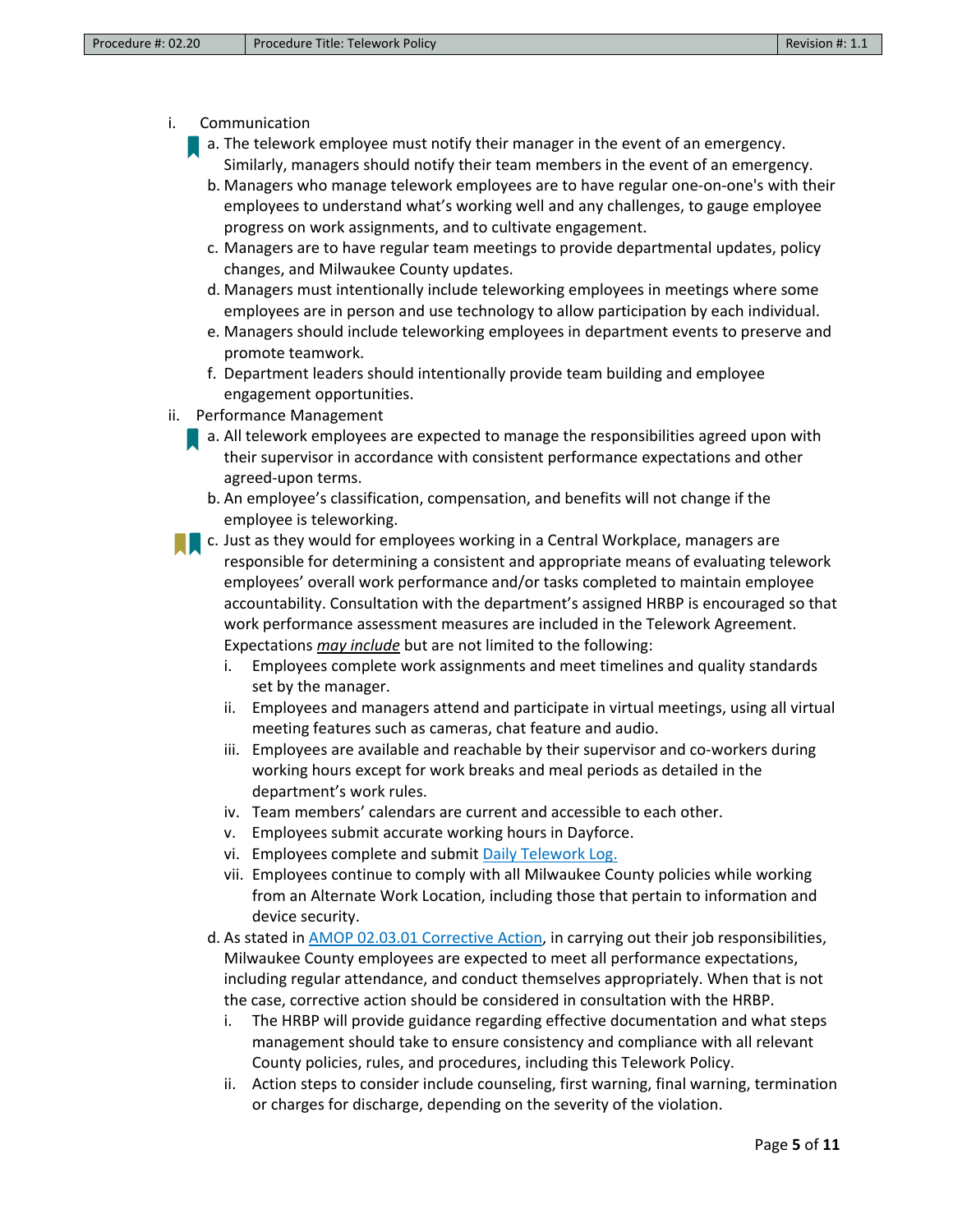i. Communication

a. The telework employee must notify their manager in the event of an emergency. Similarly, managers should notify their team members in the event of an emergency.
b. Managers who manage telework employees are to have regular one-on-one's with their employees to understand what's working well and any challenges, to gauge employee progress on work assignments, and to cultivate engagement.
c. Managers are to have regular team meetings to provide departmental updates, policy changes, and Milwaukee County updates.
d. Managers must intentionally include teleworking employees in meetings where some employees are in person and use technology to allow participation by each individual.
e. Managers should include teleworking employees in department events to preserve and promote teamwork.
f. Department leaders should intentionally provide team building and employee engagement opportunities.

ii. Performance Management

a. All telework employees are expected to manage the responsibilities agreed upon with their supervisor in accordance with consistent performance expectations and other agreed-upon terms.
b. An employee's classification, compensation, and benefits will not change if the employee is teleworking.
c. Just as they would for employees working in a Central Workplace, managers are responsible for determining a consistent and appropriate means of evaluating telework employees' overall work performance and/or tasks completed to maintain employee accountability. Consultation with the department's assigned HRBP is encouraged so that work performance assessment measures are included in the Telework Agreement. Expectations ***may include*** but are not limited to the following:
   i. Employees complete work assignments and meet timelines and quality standards set by the manager.
   ii. Employees and managers attend and participate in virtual meetings, using all virtual meeting features such as cameras, chat feature and audio.
   iii. Employees are available and reachable by their supervisor and co-workers during working hours except for work breaks and meal periods as detailed in the department's work rules.
   iv. Team members' calendars are current and accessible to each other.
   v. Employees submit accurate working hours in Dayforce.
   vi. Employees complete and submit Daily Telework Log.
   vii. Employees continue to comply with all Milwaukee County policies while working from an Alternate Work Location, including those that pertain to information and device security.
d. As stated in AMOP 02.03.01 Corrective Action, in carrying out their job responsibilities, Milwaukee County employees are expected to meet all performance expectations, including regular attendance, and conduct themselves appropriately. When that is not the case, corrective action should be considered in consultation with the HRBP.
   i. The HRBP will provide guidance regarding effective documentation and what steps management should take to ensure consistency and compliance with all relevant County policies, rules, and procedures, including this Telework Policy.
   ii. Action steps to consider include counseling, first warning, final warning, termination or charges for discharge, depending on the severity of the violation.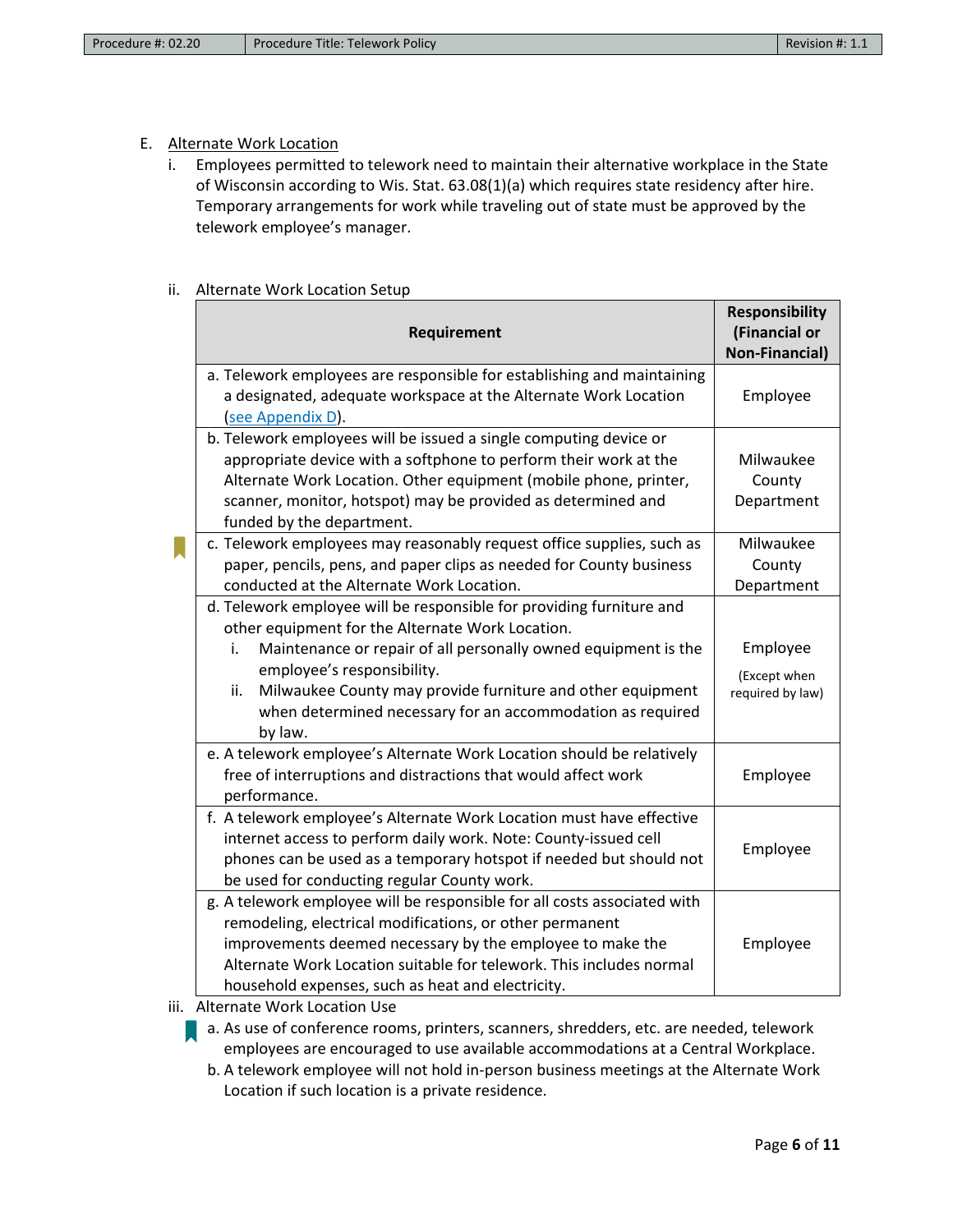E. <u>Alternate Work Location</u>

i. Employees permitted to telework need to maintain their alternative workplace in the State of Wisconsin according to Wis. Stat. 63.08(1)(a) which requires state residency after hire. Temporary arrangements for work while traveling out of state must be approved by the telework employee's manager.

ii. Alternate Work Location Setup

| Requirement | Responsibility (Financial or Non-Financial) |
|---|---|
| a. Telework employees are responsible for establishing and maintaining a designated, adequate workspace at the Alternate Work Location (see Appendix D). | Employee |
| b. Telework employees will be issued a single computing device or appropriate device with a softphone to perform their work at the Alternate Work Location. Other equipment (mobile phone, printer, scanner, monitor, hotspot) may be provided as determined and funded by the department. | Milwaukee County Department |
| c. Telework employees may reasonably request office supplies, such as paper, pencils, pens, and paper clips as needed for County business conducted at the Alternate Work Location. | Milwaukee County Department |
| d. Telework employee will be responsible for providing furniture and other equipment for the Alternate Work Location.<br>i. Maintenance or repair of all personally owned equipment is the employee's responsibility.<br>ii. Milwaukee County may provide furniture and other equipment when determined necessary for an accommodation as required by law. | Employee (Except when required by law) |
| e. A telework employee's Alternate Work Location should be relatively free of interruptions and distractions that would affect work performance. | Employee |
| f. A telework employee's Alternate Work Location must have effective internet access to perform daily work. Note: County-issued cell phones can be used as a temporary hotspot if needed but should not be used for conducting regular County work. | Employee |
| g. A telework employee will be responsible for all costs associated with remodeling, electrical modifications, or other permanent improvements deemed necessary by the employee to make the Alternate Work Location suitable for telework. This includes normal household expenses, such as heat and electricity. | Employee |

iii. Alternate Work Location Use

a. As use of conference rooms, printers, scanners, shredders, etc. are needed, telework employees are encouraged to use available accommodations at a Central Workplace.

b. A telework employee will not hold in-person business meetings at the Alternate Work Location if such location is a private residence.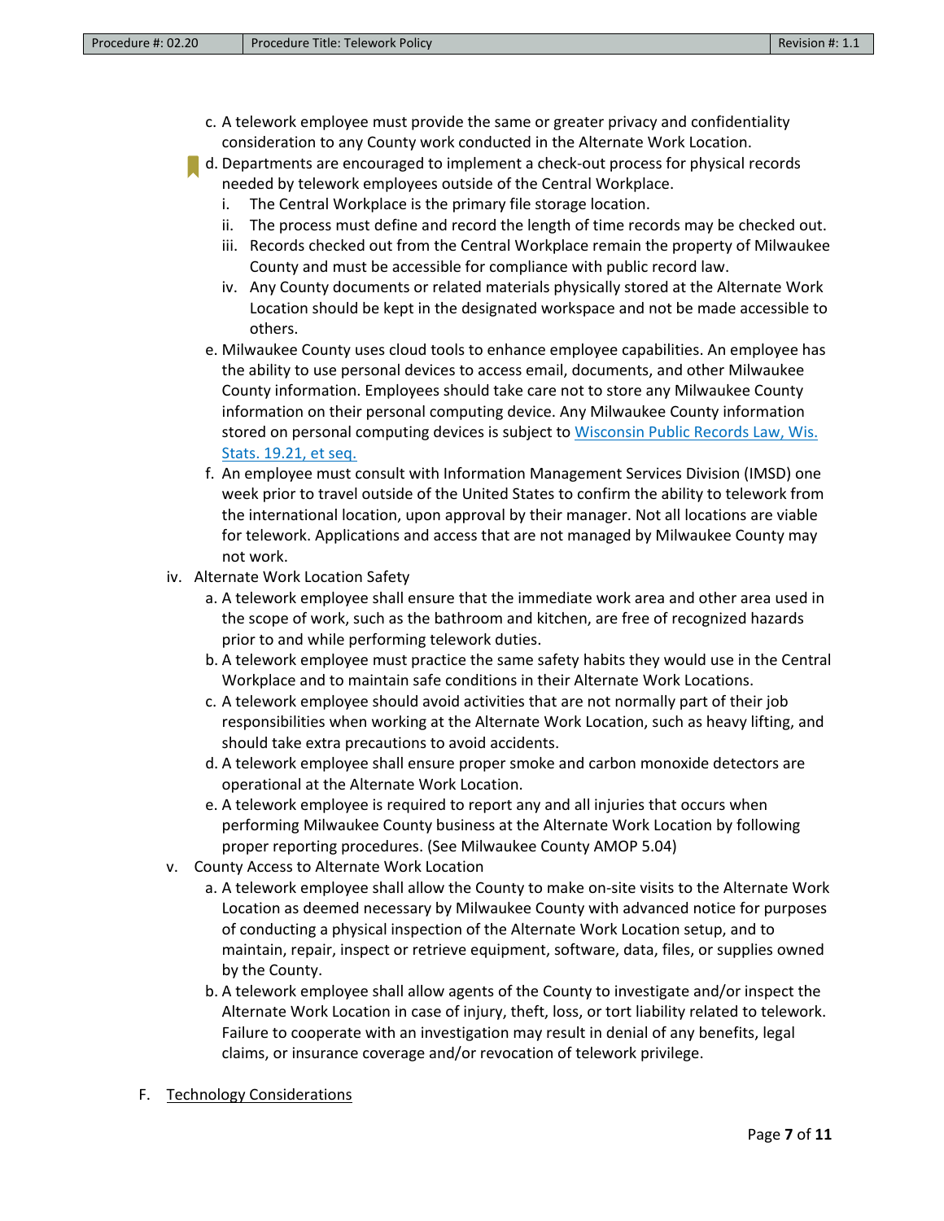c. A telework employee must provide the same or greater privacy and confidentiality consideration to any County work conducted in the Alternate Work Location.

d. Departments are encouraged to implement a check-out process for physical records needed by telework employees outside of the Central Workplace.

   i. The Central Workplace is the primary file storage location.

   ii. The process must define and record the length of time records may be checked out.

   iii. Records checked out from the Central Workplace remain the property of Milwaukee County and must be accessible for compliance with public record law.

   iv. Any County documents or related materials physically stored at the Alternate Work Location should be kept in the designated workspace and not be made accessible to others.

e. Milwaukee County uses cloud tools to enhance employee capabilities. An employee has the ability to use personal devices to access email, documents, and other Milwaukee County information. Employees should take care not to store any Milwaukee County information on their personal computing device. Any Milwaukee County information stored on personal computing devices is subject to [Wisconsin Public Records Law, Wis. Stats. 19.21, et seq.]

f. An employee must consult with Information Management Services Division (IMSD) one week prior to travel outside of the United States to confirm the ability to telework from the international location, upon approval by their manager. Not all locations are viable for telework. Applications and access that are not managed by Milwaukee County may not work.

iv. Alternate Work Location Safety

a. A telework employee shall ensure that the immediate work area and other area used in the scope of work, such as the bathroom and kitchen, are free of recognized hazards prior to and while performing telework duties.

b. A telework employee must practice the same safety habits they would use in the Central Workplace and to maintain safe conditions in their Alternate Work Locations.

c. A telework employee should avoid activities that are not normally part of their job responsibilities when working at the Alternate Work Location, such as heavy lifting, and should take extra precautions to avoid accidents.

d. A telework employee shall ensure proper smoke and carbon monoxide detectors are operational at the Alternate Work Location.

e. A telework employee is required to report any and all injuries that occurs when performing Milwaukee County business at the Alternate Work Location by following proper reporting procedures. (See Milwaukee County AMOP 5.04)

v. County Access to Alternate Work Location

a. A telework employee shall allow the County to make on-site visits to the Alternate Work Location as deemed necessary by Milwaukee County with advanced notice for purposes of conducting a physical inspection of the Alternate Work Location setup, and to maintain, repair, inspect or retrieve equipment, software, data, files, or supplies owned by the County.

b. A telework employee shall allow agents of the County to investigate and/or inspect the Alternate Work Location in case of injury, theft, loss, or tort liability related to telework. Failure to cooperate with an investigation may result in denial of any benefits, legal claims, or insurance coverage and/or revocation of telework privilege.

F. Technology Considerations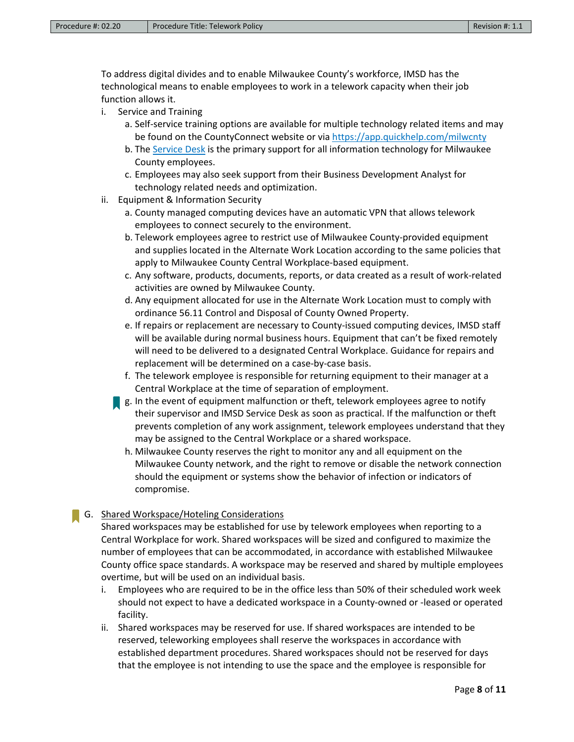To address digital divides and to enable Milwaukee County's workforce, IMSD has the technological means to enable employees to work in a telework capacity when their job function allows it.

i. Service and Training
   a. Self-service training options are available for multiple technology related items and may be found on the CountyConnect website or via https://app.quickhelp.com/milwcnty
   b. The Service Desk is the primary support for all information technology for Milwaukee County employees.
   c. Employees may also seek support from their Business Development Analyst for technology related needs and optimization.

ii. Equipment & Information Security
   a. County managed computing devices have an automatic VPN that allows telework employees to connect securely to the environment.
   b. Telework employees agree to restrict use of Milwaukee County-provided equipment and supplies located in the Alternate Work Location according to the same policies that apply to Milwaukee County Central Workplace-based equipment.
   c. Any software, products, documents, reports, or data created as a result of work-related activities are owned by Milwaukee County.
   d. Any equipment allocated for use in the Alternate Work Location must to comply with ordinance 56.11 Control and Disposal of County Owned Property.
   e. If repairs or replacement are necessary to County-issued computing devices, IMSD staff will be available during normal business hours. Equipment that can't be fixed remotely will need to be delivered to a designated Central Workplace. Guidance for repairs and replacement will be determined on a case-by-case basis.
   f. The telework employee is responsible for returning equipment to their manager at a Central Workplace at the time of separation of employment.
   g. In the event of equipment malfunction or theft, telework employees agree to notify their supervisor and IMSD Service Desk as soon as practical. If the malfunction or theft prevents completion of any work assignment, telework employees understand that they may be assigned to the Central Workplace or a shared workspace.
   h. Milwaukee County reserves the right to monitor any and all equipment on the Milwaukee County network, and the right to remove or disable the network connection should the equipment or systems show the behavior of infection or indicators of compromise.

G. <u>Shared Workspace/Hoteling Considerations</u>

Shared workspaces may be established for use by telework employees when reporting to a Central Workplace for work. Shared workspaces will be sized and configured to maximize the number of employees that can be accommodated, in accordance with established Milwaukee County office space standards. A workspace may be reserved and shared by multiple employees overtime, but will be used on an individual basis.

i. Employees who are required to be in the office less than 50% of their scheduled work week should not expect to have a dedicated workspace in a County-owned or -leased or operated facility.
ii. Shared workspaces may be reserved for use. If shared workspaces are intended to be reserved, teleworking employees shall reserve the workspaces in accordance with established department procedures. Shared workspaces should not be reserved for days that the employee is not intending to use the space and the employee is responsible for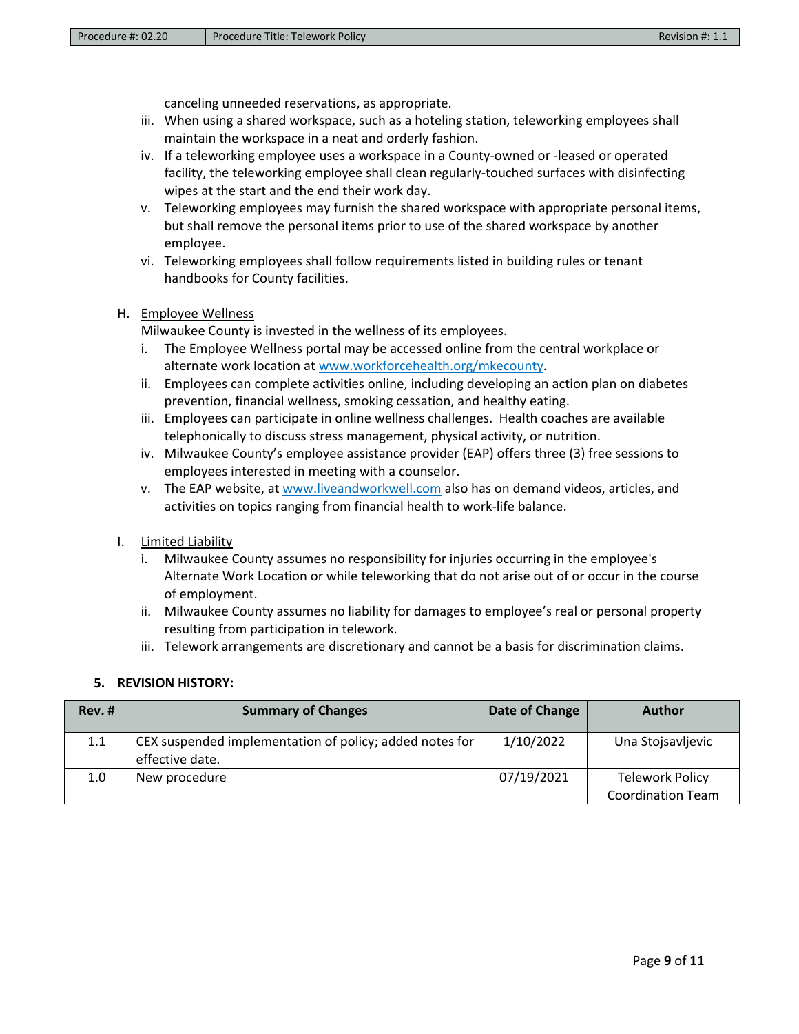canceling unneeded reservations, as appropriate.

iii. When using a shared workspace, such as a hoteling station, teleworking employees shall maintain the workspace in a neat and orderly fashion.

iv. If a teleworking employee uses a workspace in a County-owned or -leased or operated facility, the teleworking employee shall clean regularly-touched surfaces with disinfecting wipes at the start and the end their work day.

v. Teleworking employees may furnish the shared workspace with appropriate personal items, but shall remove the personal items prior to use of the shared workspace by another employee.

vi. Teleworking employees shall follow requirements listed in building rules or tenant handbooks for County facilities.

H. Employee Wellness

Milwaukee County is invested in the wellness of its employees.

i. The Employee Wellness portal may be accessed online from the central workplace or alternate work location at www.workforcehealth.org/mkecounty.

ii. Employees can complete activities online, including developing an action plan on diabetes prevention, financial wellness, smoking cessation, and healthy eating.

iii. Employees can participate in online wellness challenges. Health coaches are available telephonically to discuss stress management, physical activity, or nutrition.

iv. Milwaukee County's employee assistance provider (EAP) offers three (3) free sessions to employees interested in meeting with a counselor.

v. The EAP website, at www.liveandworkwell.com also has on demand videos, articles, and activities on topics ranging from financial health to work-life balance.

I. Limited Liability

i. Milwaukee County assumes no responsibility for injuries occurring in the employee's Alternate Work Location or while teleworking that do not arise out of or occur in the course of employment.

ii. Milwaukee County assumes no liability for damages to employee's real or personal property resulting from participation in telework.

iii. Telework arrangements are discretionary and cannot be a basis for discrimination claims.

## 5. REVISION HISTORY:

| Rev. # | Summary of Changes | Date of Change | Author |
|---|---|---|---|
| 1.1 | CEX suspended implementation of policy; added notes for effective date. | 1/10/2022 | Una Stojsavljevic |
| 1.0 | New procedure | 07/19/2021 | Telework Policy Coordination Team |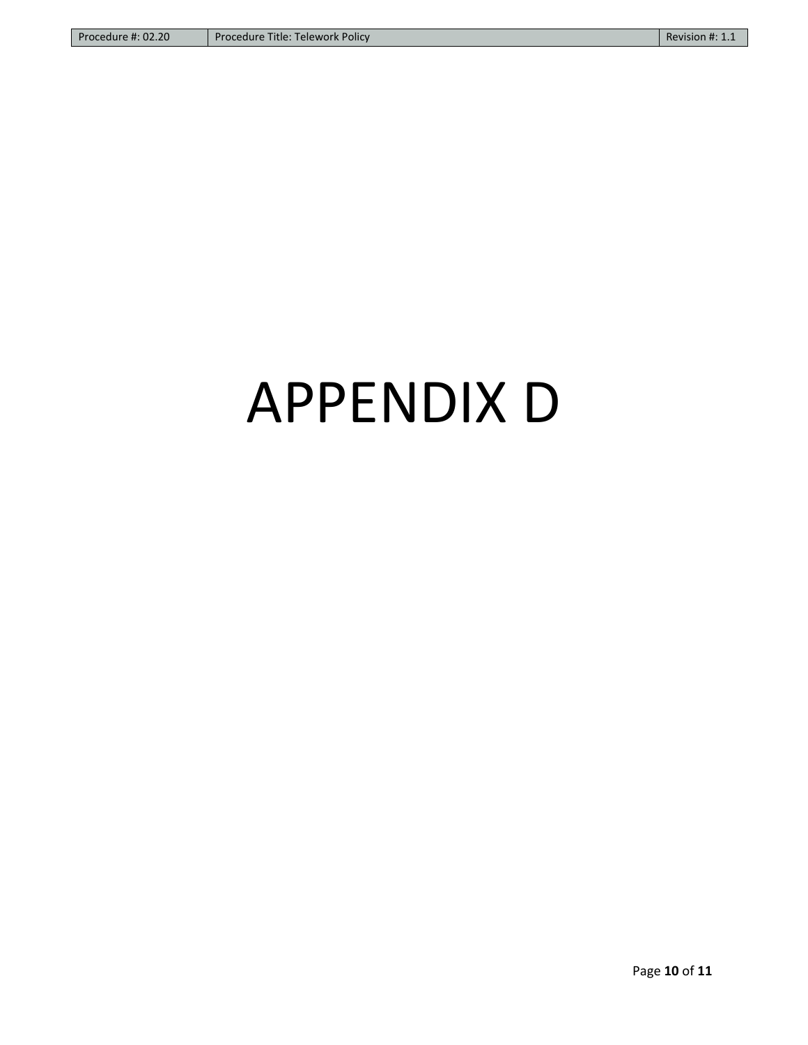# APPENDIX D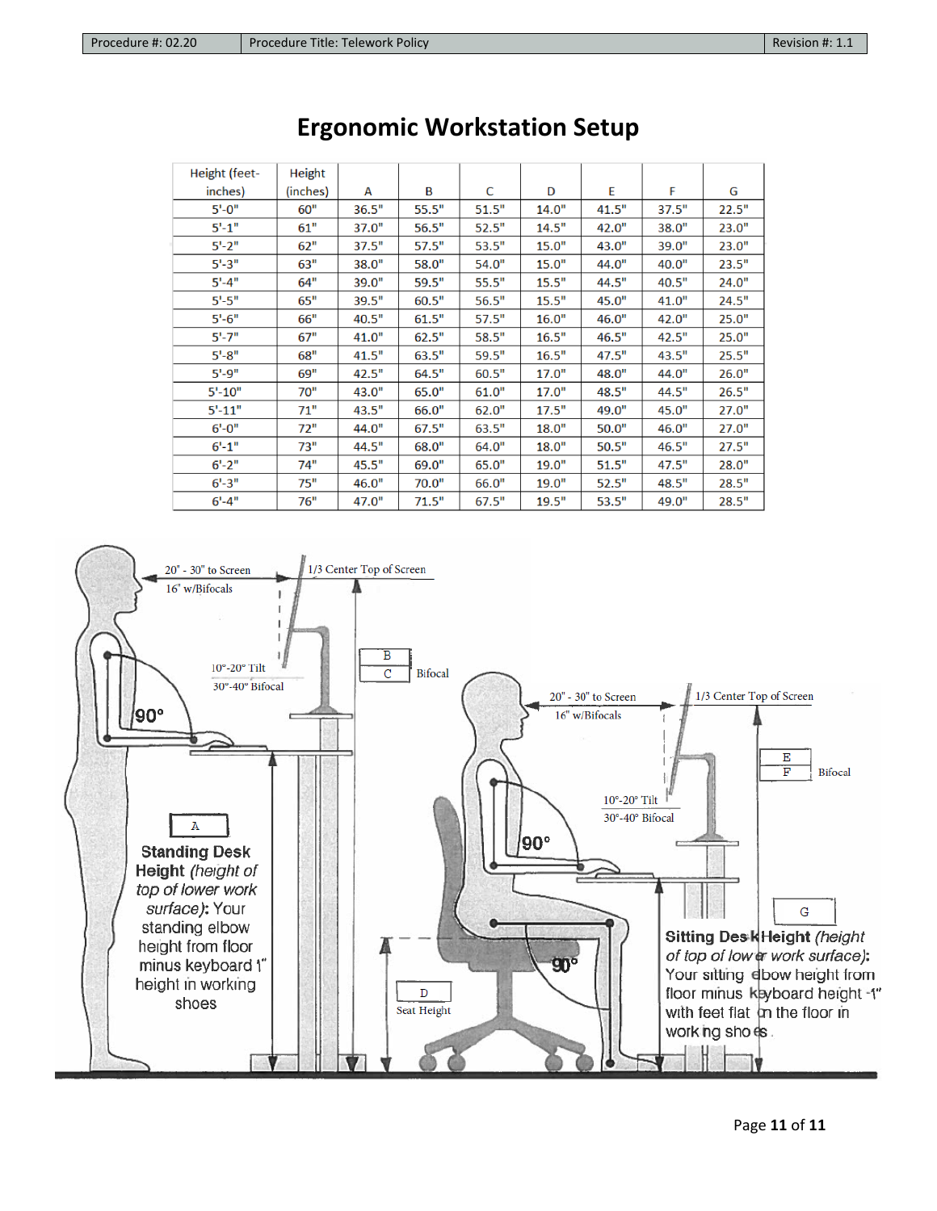# Ergonomic Workstation Setup

| Height (feet-inches) | Height (inches) | A | B | C | D | E | F | G |
|---|---|---|---|---|---|---|---|---|
| 5'-0" | 60" | 36.5" | 55.5" | 51.5" | 14.0" | 41.5" | 37.5" | 22.5" |
| 5'-1" | 61" | 37.0" | 56.5" | 52.5" | 14.5" | 42.0" | 38.0" | 23.0" |
| 5'-2" | 62" | 37.5" | 57.5" | 53.5" | 15.0" | 43.0" | 39.0" | 23.0" |
| 5'-3" | 63" | 38.0" | 58.0" | 54.0" | 15.0" | 44.0" | 40.0" | 23.5" |
| 5'-4" | 64" | 39.0" | 59.5" | 55.5" | 15.5" | 44.5" | 40.5" | 24.0" |
| 5'-5" | 65" | 39.5" | 60.5" | 56.5" | 15.5" | 45.0" | 41.0" | 24.5" |
| 5'-6" | 66" | 40.5" | 61.5" | 57.5" | 16.0" | 46.0" | 42.0" | 25.0" |
| 5'-7" | 67" | 41.0" | 62.5" | 58.5" | 16.5" | 46.5" | 42.5" | 25.0" |
| 5'-8" | 68" | 41.5" | 63.5" | 59.5" | 16.5" | 47.5" | 43.5" | 25.5" |
| 5'-9" | 69" | 42.5" | 64.5" | 60.5" | 17.0" | 48.0" | 44.0" | 26.0" |
| 5'-10" | 70" | 43.0" | 65.0" | 61.0" | 17.0" | 48.5" | 44.5" | 26.5" |
| 5'-11" | 71" | 43.5" | 66.0" | 62.0" | 17.5" | 49.0" | 45.0" | 27.0" |
| 6'-0" | 72" | 44.0" | 67.5" | 63.5" | 18.0" | 50.0" | 46.0" | 27.0" |
| 6'-1" | 73" | 44.5" | 68.0" | 64.0" | 18.0" | 50.5" | 46.5" | 27.5" |
| 6'-2" | 74" | 45.5" | 69.0" | 65.0" | 19.0" | 51.5" | 47.5" | 28.0" |
| 6'-3" | 75" | 46.0" | 70.0" | 66.0" | 19.0" | 52.5" | 48.5" | 28.5" |
| 6'-4" | 76" | 47.0" | 71.5" | 67.5" | 19.5" | 53.5" | 49.0" | 28.5" |

20" - 30" to Screen
16" w/Bifocals
1/3 Center Top of Screen
10°-20° Tilt
30°-40° Bifocal
B
C
Bifocal
90°
A
**Standing Desk Height** *(height of top of lower work surface)*: Your standing elbow height from floor minus keyboard 1" height in working shoes

20" - 30" to Screen
16" w/Bifocals
1/3 Center Top of Screen
E
F
Bifocal
10°-20° Tilt
30°-40° Bifocal
90°
90°
D
Seat Height
G
**Sitting Desk Height** *(height of top of lower work surface)*: Your sitting elbow height from floor minus keyboard height -1" with feet flat on the floor in working shoes.